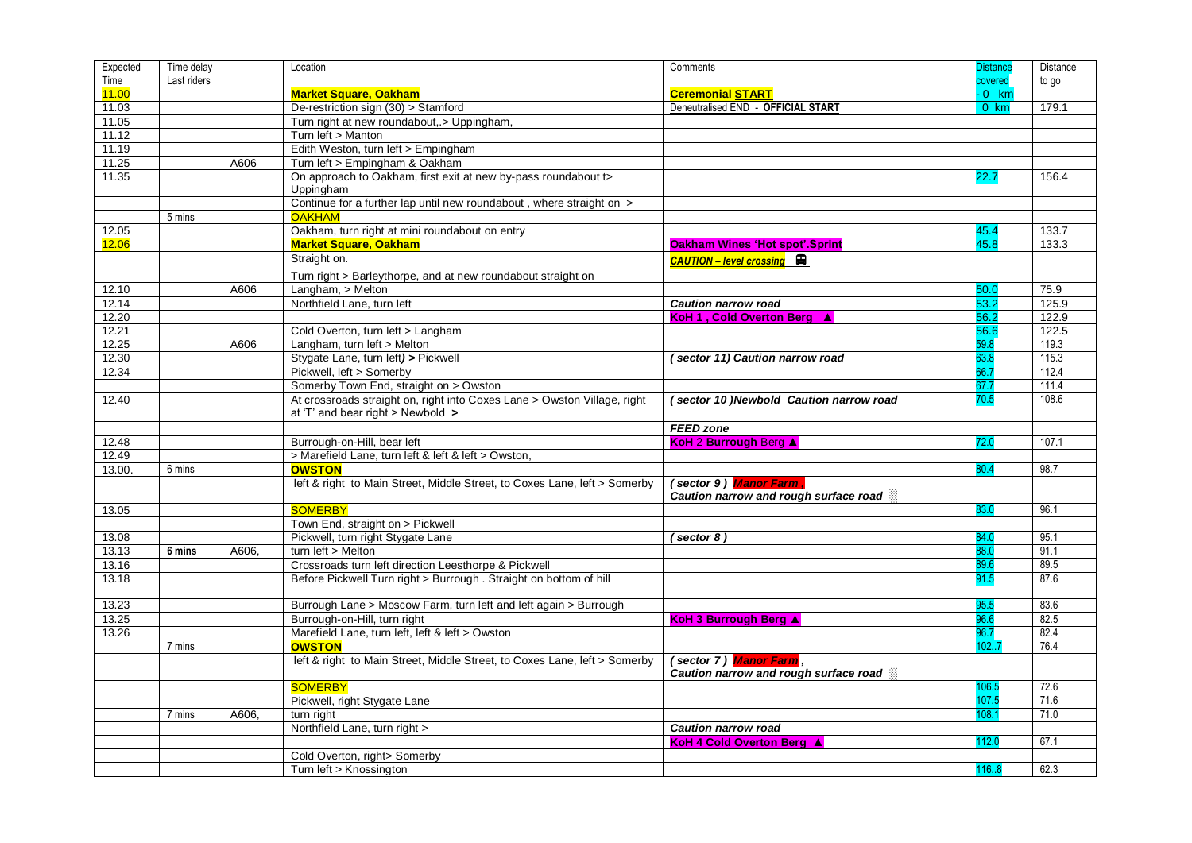| Expected Time | Time delay Last riders | | Location | Comments | Distance covered | Distance to go |
|---|---|---|---|---|---|---|
| 11.00 | | | **Market Square, Oakham** | **Ceremonial START** | - 0 km | |
| 11.03 | | | De-restriction sign (30) > Stamford | Deneutralised END - **OFFICIAL START** | 0 km | 179.1 |
| 11.05 | | | Turn right at new roundabout,.> Uppingham, | | | |
| 11.12 | | | Turn left > Manton | | | |
| 11.19 | | | Edith Weston, turn left > Empingham | | | |
| 11.25 | | A606 | Turn left > Empingham & Oakham | | | |
| 11.35 | | | On approach to Oakham, first exit at new by-pass roundabout t> Uppingham | | 22.7 | 156.4 |
| | | | Continue for a further lap until new roundabout , where straight on > | | | |
| | 5 mins | | **OAKHAM** | | | |
| 12.05 | | | Oakham, turn right at mini roundabout on entry | | 45.4 | 133.7 |
| 12.06 | | | **Market Square, Oakham** | **Oakham Wines 'Hot spot'.Sprint** | 45.8 | 133.3 |
| | | | Straight on. | ***CAUTION – level crossing*** | | |
| | | | Turn right > Barleythorpe, and at new roundabout straight on | | | |
| 12.10 | | A606 | Langham, > Melton | | 50.0 | 75.9 |
| 12.14 | | | Northfield Lane, turn left | ***Caution narrow road*** | 53.2 | 125.9 |
| 12.20 | | | | **KoH 1 , Cold Overton Berg ▲** | 56.2 | 122.9 |
| 12.21 | | | Cold Overton, turn left > Langham | | 56.6 | 122.5 |
| 12.25 | | A606 | Langham, turn left > Melton | | 59.8 | 119.3 |
| 12.30 | | | Stygate Lane, turn left**)** > Pickwell | ***( sector 11) Caution narrow road*** | 63.8 | 115.3 |
| 12.34 | | | Pickwell, left > Somerby | | 66.7 | 112.4 |
| | | | Somerby Town End, straight on > Owston | | 67.7 | 111.4 |
| 12.40 | | | At crossroads straight on, right into Coxes Lane > Owston Village, right at 'T' and bear right > Newbold **>** | ***( sector 10 )Newbold Caution narrow road*** | 70.5 | 108.6 |
| | | | | ***FEED zone*** | | |
| 12.48 | | | Burrough-on-Hill, bear left | **KoH 2 Burrough Berg ▲** | 72.0 | 107.1 |
| 12.49 | | | > Marefield Lane, turn left & left & left > Owston, | | | |
| 13.00. | 6 mins | | **OWSTON** | | 80.4 | 98.7 |
| | | | left & right to Main Street, Middle Street, to Coxes Lane, left > Somerby | ***( sector 9 ) Manor Farm . Caution narrow and rough surface road*** | | |
| 13.05 | | | **SOMERBY** | | 83.0 | 96.1 |
| | | | Town End, straight on > Pickwell | | | |
| 13.08 | | | Pickwell, turn right Stygate Lane | ***( sector 8 )*** | 84.0 | 95.1 |
| 13.13 | **6 mins** | A606, | turn left > Melton | | 88.0 | 91.1 |
| 13.16 | | | Crossroads turn left direction Leesthorpe & Pickwell | | 89.6 | 89.5 |
| 13.18 | | | Before Pickwell Turn right > Burrough . Straight on bottom of hill | | 91.5 | 87.6 |
| 13.23 | | | Burrough Lane > Moscow Farm, turn left and left again > Burrough | | 95.5 | 83.6 |
| 13.25 | | | Burrough-on-Hill, turn right | **KoH 3 Burrough Berg ▲** | 96.6 | 82.5 |
| 13.26 | | | Marefield Lane, turn left, left & left > Owston | | 96.7 | 82.4 |
| | 7 mins | | **OWSTON** | | 102..7 | 76.4 |
| | | | left & right to Main Street, Middle Street, to Coxes Lane, left > Somerby | ***( sector 7 ) Manor Farm , Caution narrow and rough surface road*** | | |
| | | | **SOMERBY** | | 106.5 | 72.6 |
| | | | Pickwell, right Stygate Lane | | 107.5 | 71.6 |
| | 7 mins | A606, | turn right | | 108.1 | 71.0 |
| | | | Northfield Lane, turn right > | ***Caution narrow road*** | | |
| | | | | **KoH 4 Cold Overton Berg ▲** | 112.0 | 67.1 |
| | | | Cold Overton, right> Somerby | | | |
| | | | Turn left > Knossington | | 116..8 | 62.3 |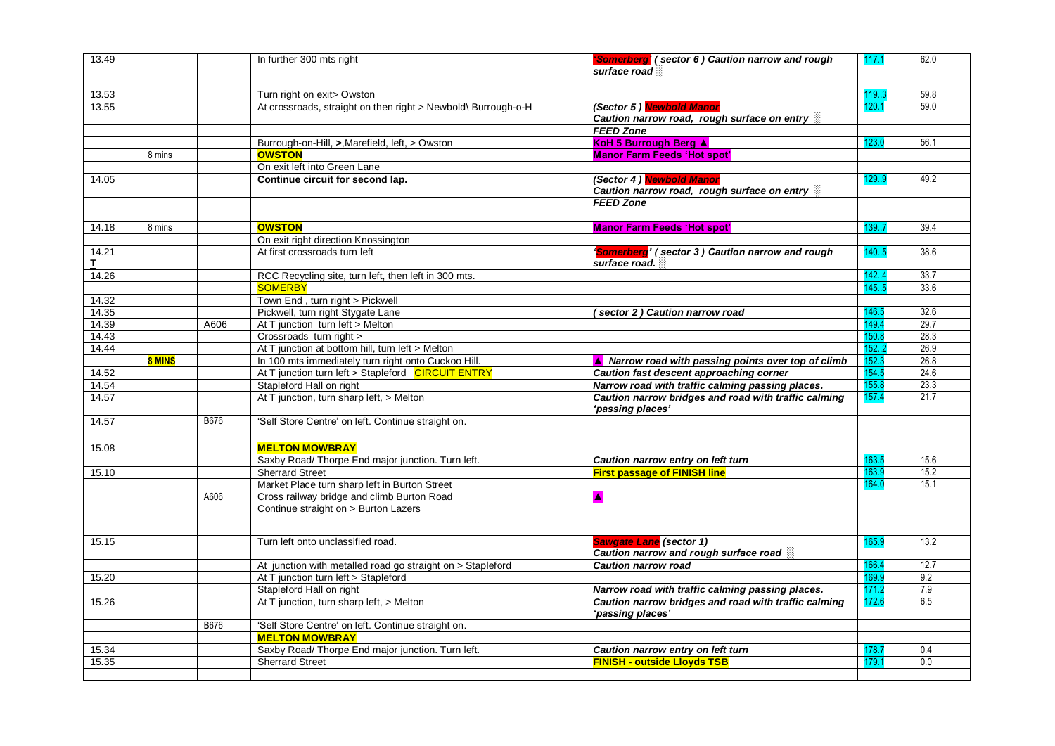| | | | | | | |
|---|---|---|---|---|---|---|
| 13.49 | | | In further 300 mts right | '**Somerberg**' ***( sector 6 ) Caution narrow and rough surface road*** ░ | 117.1 | 62.0 |
| 13.53 | | | Turn right on exit> Owston | | 119..3 | 59.8 |
| 13.55 | | | At crossroads, straight on then right > Newbold\ Burrough-o-H | ***(Sector 5 ) Newbold Manor Caution narrow road, rough surface on entry*** ░ | 120.1 | 59.0 |
| | | | | ***FEED Zone*** | | |
| | | | Burrough-on-Hill, >,Marefield, left, > Owston | **KoH 5 Burrough Berg ▲** | 123.0 | 56.1 |
| | 8 mins | | **OWSTON** | **Manor Farm Feeds 'Hot spot'** | | |
| | | | On exit left into Green Lane | | | |
| 14.05 | | | **Continue circuit for second lap.** | ***(Sector 4 ) Newbold Manor Caution narrow road, rough surface on entry*** ░ | 129..9 | 49.2 |
| | | | | ***FEED Zone*** | | |
| 14.18 | 8 mins | | **OWSTON** | **Manor Farm Feeds 'Hot spot'** | 139..7 | 39.4 |
| | | | On exit right direction Knossington | | | |
| 14.21 T | | | At first crossroads turn left | ***'Somerberg' ( sector 3 ) Caution narrow and rough surface road.*** ░ | 140..5 | 38.6 |
| 14.26 | | | RCC Recycling site, turn left, then left in 300 mts. | | 142..4 | 33.7 |
| | | | **SOMERBY** | | 145..5 | 33.6 |
| 14.32 | | | Town End , turn right > Pickwell | | | |
| 14.35 | | | Pickwell, turn right Stygate Lane | ***( sector 2 ) Caution narrow road*** | 146.5 | 32.6 |
| 14.39 | | A606 | At T junction turn left > Melton | | 149.4 | 29.7 |
| 14.43 | | | Crossroads turn right > | | 150.8 | 28.3 |
| 14.44 | | | At T junction at bottom hill, turn left > Melton | | 152..2 | 26.9 |
| | **8 MINS** | | In 100 mts immediately turn right onto Cuckoo Hill. | ▲ ***Narrow road with passing points over top of climb*** | 152.3 | 26.8 |
| 14.52 | | | At T junction turn left > Stapleford **CIRCUIT ENTRY** | ***Caution fast descent approaching corner*** | 154.5 | 24.6 |
| 14.54 | | | Stapleford Hall on right | ***Narrow road with traffic calming passing places.*** | 155.8 | 23.3 |
| 14.57 | | | At T junction, turn sharp left, > Melton | ***Caution narrow bridges and road with traffic calming 'passing places'*** | 157.4 | 21.7 |
| 14.57 | | B676 | 'Self Store Centre' on left. Continue straight on. | | | |
| 15.08 | | | **MELTON MOWBRAY** | | | |
| | | | Saxby Road/ Thorpe End major junction. Turn left. | ***Caution narrow entry on left turn*** | 163.5 | 15.6 |
| 15.10 | | | Sherrard Street | **First passage of FINISH line** | 163.9 | 15.2 |
| | | | Market Place turn sharp left in Burton Street | | 164.0 | 15.1 |
| | | A606 | Cross railway bridge and climb Burton Road | ▲ | | |
| | | | Continue straight on > Burton Lazers | | | |
| 15.15 | | | Turn left onto unclassified road. | ***Sawgate Lane (sector 1) Caution narrow and rough surface road*** ░ | 165.9 | 13.2 |
| | | | At junction with metalled road go straight on > Stapleford | ***Caution narrow road*** | 166.4 | 12.7 |
| 15.20 | | | At T junction turn left > Stapleford | | 169.9 | 9.2 |
| | | | Stapleford Hall on right | ***Narrow road with traffic calming passing places.*** | 171.2 | 7.9 |
| 15.26 | | | At T junction, turn sharp left, > Melton | ***Caution narrow bridges and road with traffic calming 'passing places'*** | 172.6 | 6.5 |
| | | B676 | 'Self Store Centre' on left. Continue straight on. | | | |
| | | | **MELTON MOWBRAY** | | | |
| 15.34 | | | Saxby Road/ Thorpe End major junction. Turn left. | ***Caution narrow entry on left turn*** | 178.7 | 0.4 |
| 15.35 | | | Sherrard Street | **FINISH - outside Lloyds TSB** | 179.1 | 0.0 |